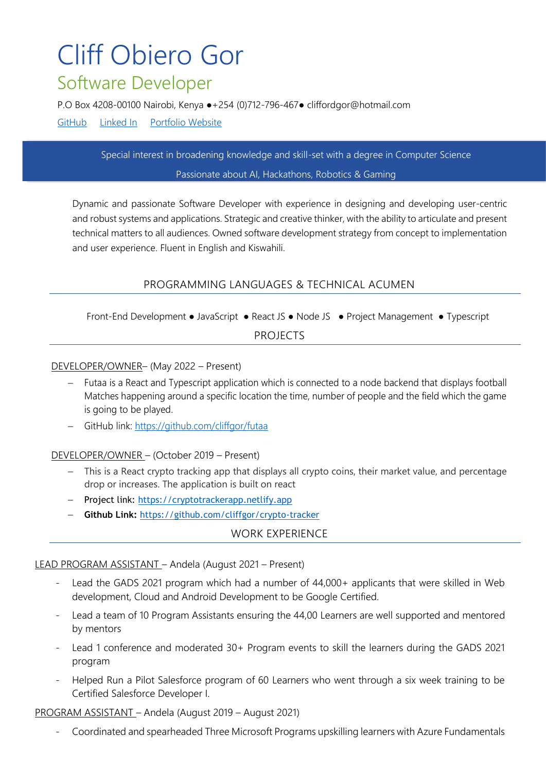# Cliff Obiero Gor

## Software Developer

P.O Box 4208-00100 Nairobi, Kenya ●+254 (0)712-796-467● cliffordgor@hotmail.com

[GitHub](#) [Linked In](#) [Portfolio Website](#)

Special interest in broadening knowledge and skill-set with a degree in Computer Science

Passionate about AI, Hackathons, Robotics & Gaming

Dynamic and passionate Software Developer with experience in designing and developing user-centric and robust systems and applications. Strategic and creative thinker, with the ability to articulate and present technical matters to all audiences. Owned software development strategy from concept to implementation and user experience. Fluent in English and Kiswahili.

## PROGRAMMING LANGUAGES & TECHNICAL ACUMEN

Front-End Development ● JavaScript ● React JS ● Node JS ● Project Management ● Typescript

## PROJECTS

DEVELOPER/OWNER– (May 2022 – Present)

- Futaa is a React and Typescript application which is connected to a node backend that displays football Matches happening around a specific location the time, number of people and the field which the game is going to be played.
- GitHub link: https://github.com/cliffgor/futaa

DEVELOPER/OWNER – (October 2019 – Present)

- This is a React crypto tracking app that displays all crypto coins, their market value, and percentage drop or increases. The application is built on react
- **Project link:** https://cryptotrackerapp.netlify.app
- **Github Link:** https://github.com/cliffgor/crypto-tracker

## WORK EXPERIENCE

LEAD PROGRAM ASSISTANT – Andela (August 2021 – Present)

- Lead the GADS 2021 program which had a number of 44,000+ applicants that were skilled in Web development, Cloud and Android Development to be Google Certified.
- Lead a team of 10 Program Assistants ensuring the 44,00 Learners are well supported and mentored by mentors
- Lead 1 conference and moderated 30+ Program events to skill the learners during the GADS 2021 program
- Helped Run a Pilot Salesforce program of 60 Learners who went through a six week training to be Certified Salesforce Developer I.

PROGRAM ASSISTANT – Andela (August 2019 – August 2021)

- Coordinated and spearheaded Three Microsoft Programs upskilling learners with Azure Fundamentals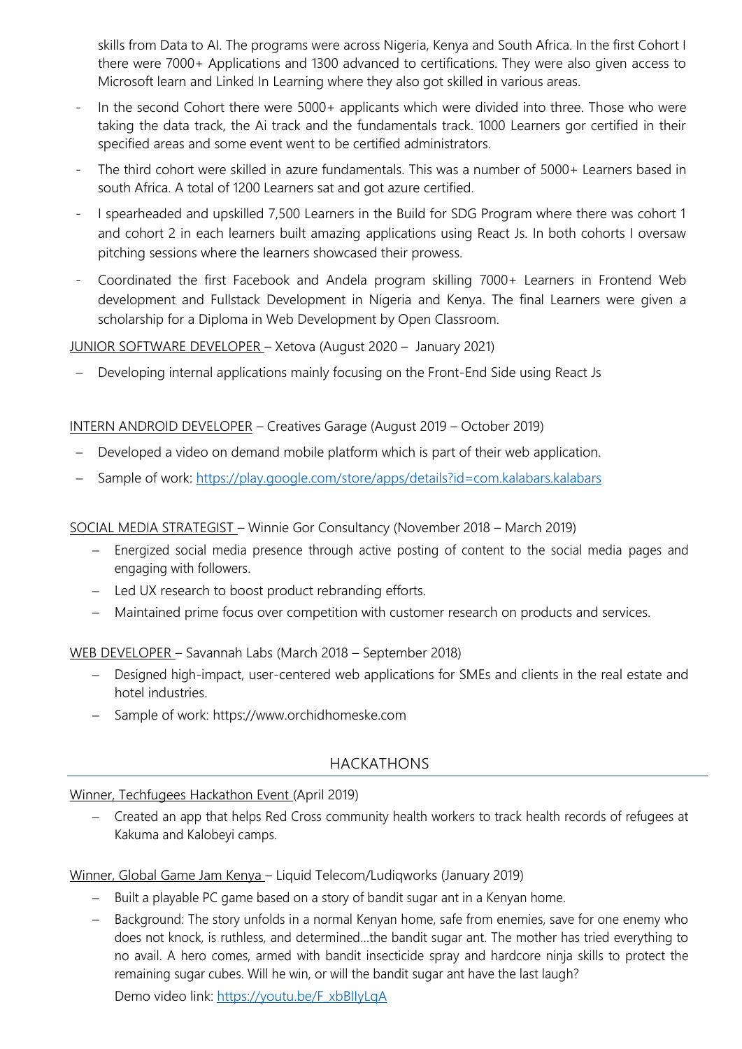skills from Data to AI. The programs were across Nigeria, Kenya and South Africa. In the first Cohort I there were 7000+ Applications and 1300 advanced to certifications. They were also given access to Microsoft learn and Linked In Learning where they also got skilled in various areas.

- In the second Cohort there were 5000+ applicants which were divided into three. Those who were taking the data track, the Ai track and the fundamentals track. 1000 Learners gor certified in their specified areas and some event went to be certified administrators.
- The third cohort were skilled in azure fundamentals. This was a number of 5000+ Learners based in south Africa. A total of 1200 Learners sat and got azure certified.
- I spearheaded and upskilled 7,500 Learners in the Build for SDG Program where there was cohort 1 and cohort 2 in each learners built amazing applications using React Js. In both cohorts I oversaw pitching sessions where the learners showcased their prowess.
- Coordinated the first Facebook and Andela program skilling 7000+ Learners in Frontend Web development and Fullstack Development in Nigeria and Kenya. The final Learners were given a scholarship for a Diploma in Web Development by Open Classroom.

JUNIOR SOFTWARE DEVELOPER – Xetova (August 2020 – January 2021)

- Developing internal applications mainly focusing on the Front-End Side using React Js

INTERN ANDROID DEVELOPER – Creatives Garage (August 2019 – October 2019)

- Developed a video on demand mobile platform which is part of their web application.
- Sample of work: https://play.google.com/store/apps/details?id=com.kalabars.kalabars

SOCIAL MEDIA STRATEGIST – Winnie Gor Consultancy (November 2018 – March 2019)

- Energized social media presence through active posting of content to the social media pages and engaging with followers.
- Led UX research to boost product rebranding efforts.
- Maintained prime focus over competition with customer research on products and services.

WEB DEVELOPER – Savannah Labs (March 2018 – September 2018)

- Designed high-impact, user-centered web applications for SMEs and clients in the real estate and hotel industries.
- Sample of work: https://www.orchidhomeske.com

## HACKATHONS

Winner, Techfugees Hackathon Event (April 2019)

- Created an app that helps Red Cross community health workers to track health records of refugees at Kakuma and Kalobeyi camps.

Winner, Global Game Jam Kenya – Liquid Telecom/Ludiqworks (January 2019)

- Built a playable PC game based on a story of bandit sugar ant in a Kenyan home.
- Background: The story unfolds in a normal Kenyan home, safe from enemies, save for one enemy who does not knock, is ruthless, and determined…the bandit sugar ant. The mother has tried everything to no avail. A hero comes, armed with bandit insecticide spray and hardcore ninja skills to protect the remaining sugar cubes. Will he win, or will the bandit sugar ant have the last laugh?

  Demo video link: https://youtu.be/F_xbBIIyLqA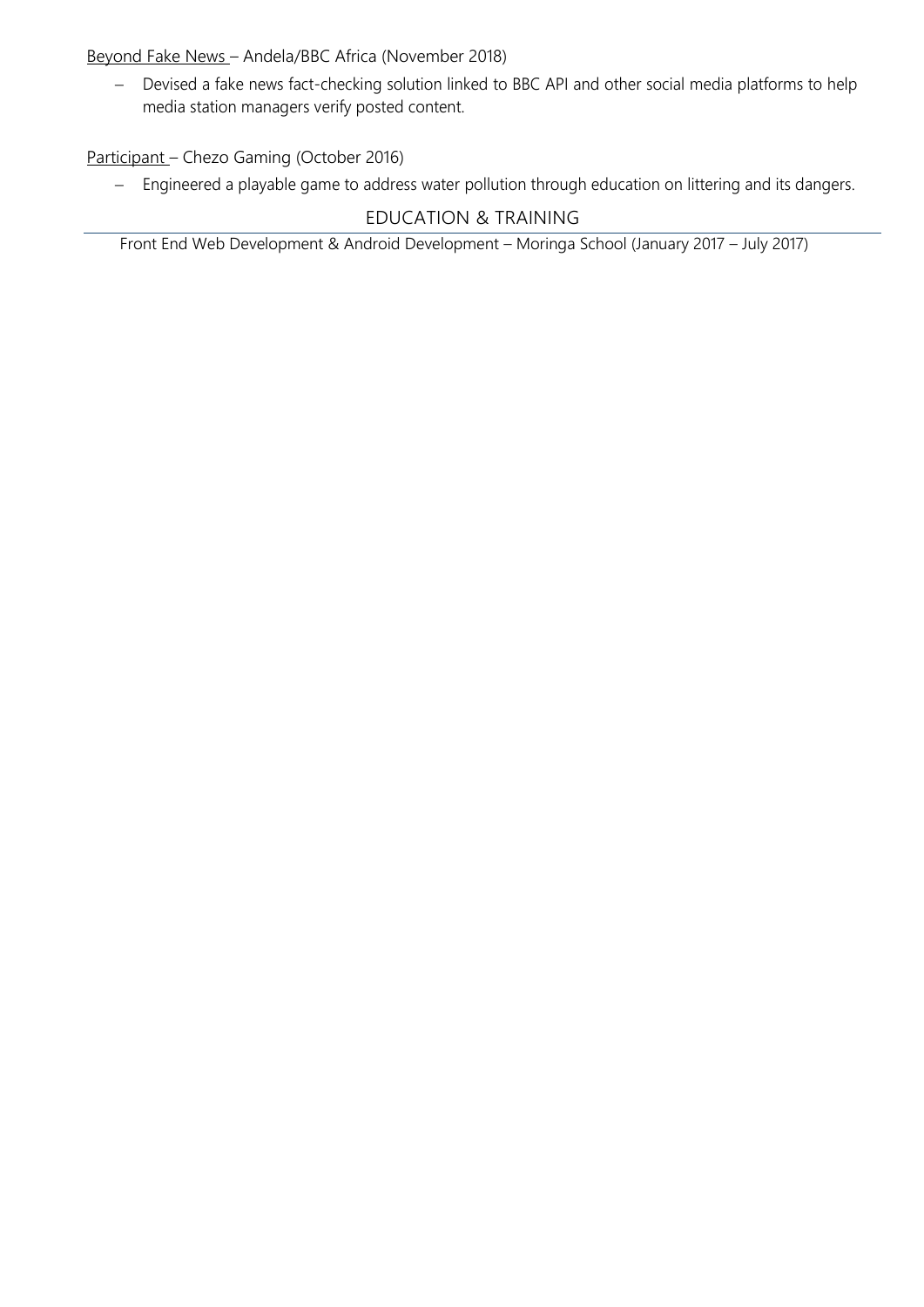<u>Beyond Fake News</u> – Andela/BBC Africa (November 2018)

- Devised a fake news fact-checking solution linked to BBC API and other social media platforms to help media station managers verify posted content.

<u>Participant</u> – Chezo Gaming (October 2016)

- Engineered a playable game to address water pollution through education on littering and its dangers.

## EDUCATION & TRAINING

Front End Web Development & Android Development – Moringa School (January 2017 – July 2017)